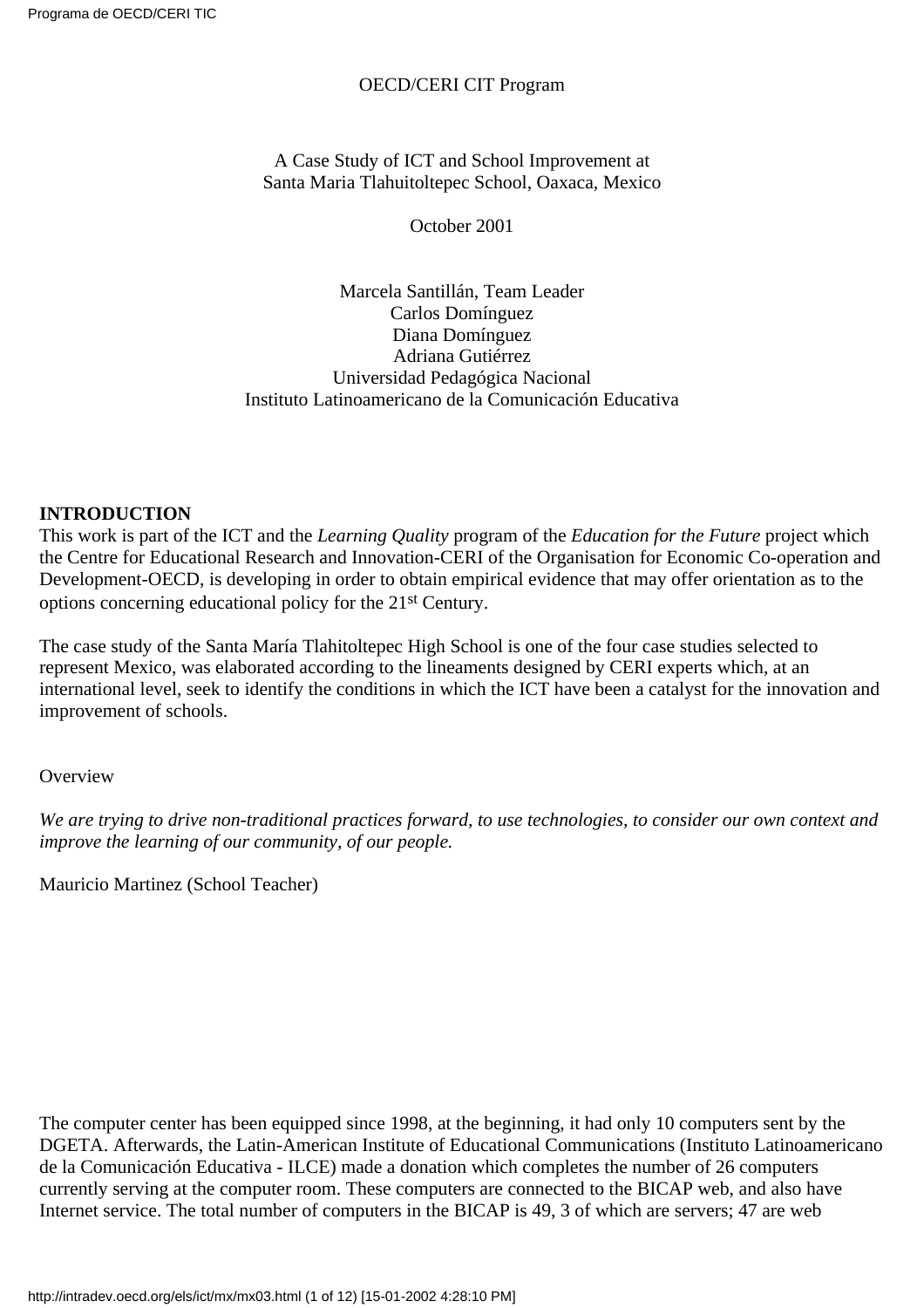OECD/CERI CIT Program

A Case Study of ICT and School Improvement at
Santa Maria Tlahuitoltepec School, Oaxaca, Mexico

October 2001

Marcela Santillán, Team Leader
Carlos Domínguez
Diana Domínguez
Adriana Gutiérrez
Universidad Pedagógica Nacional
Instituto Latinoamericano de la Comunicación Educativa

**INTRODUCTION**

This work is part of the ICT and the *Learning Quality* program of the *Education for the Future* project which the Centre for Educational Research and Innovation-CERI of the Organisation for Economic Co-operation and Development-OECD, is developing in order to obtain empirical evidence that may offer orientation as to the options concerning educational policy for the 21st Century.

The case study of the Santa María Tlahitoltepec High School is one of the four case studies selected to represent Mexico, was elaborated according to the lineaments designed by CERI experts which, at an international level, seek to identify the conditions in which the ICT have been a catalyst for the innovation and improvement of schools.

Overview

*We are trying to drive non-traditional practices forward, to use technologies, to consider our own context and improve the learning of our community, of our people.*

Mauricio Martinez (School Teacher)

The computer center has been equipped since 1998, at the beginning, it had only 10 computers sent by the DGETA. Afterwards, the Latin-American Institute of Educational Communications (Instituto Latinoamericano de la Comunicación Educativa - ILCE) made a donation which completes the number of 26 computers currently serving at the computer room. These computers are connected to the BICAP web, and also have Internet service. The total number of computers in the BICAP is 49, 3 of which are servers; 47 are web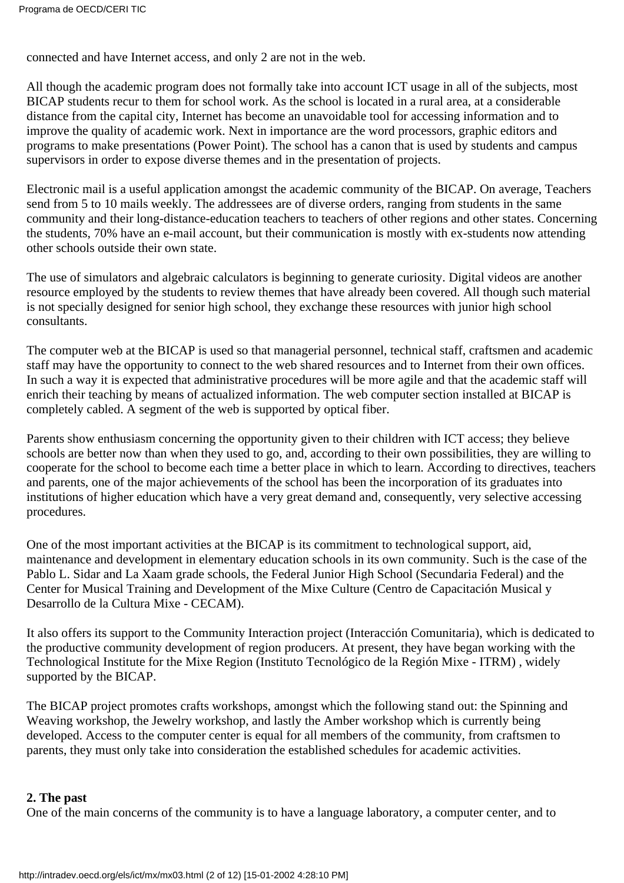connected and have Internet access, and only 2 are not in the web.

All though the academic program does not formally take into account ICT usage in all of the subjects, most BICAP students recur to them for school work. As the school is located in a rural area, at a considerable distance from the capital city, Internet has become an unavoidable tool for accessing information and to improve the quality of academic work. Next in importance are the word processors, graphic editors and programs to make presentations (Power Point). The school has a canon that is used by students and campus supervisors in order to expose diverse themes and in the presentation of projects.

Electronic mail is a useful application amongst the academic community of the BICAP. On average, Teachers send from 5 to 10 mails weekly. The addressees are of diverse orders, ranging from students in the same community and their long-distance-education teachers to teachers of other regions and other states. Concerning the students, 70% have an e-mail account, but their communication is mostly with ex-students now attending other schools outside their own state.

The use of simulators and algebraic calculators is beginning to generate curiosity. Digital videos are another resource employed by the students to review themes that have already been covered. All though such material is not specially designed for senior high school, they exchange these resources with junior high school consultants.

The computer web at the BICAP is used so that managerial personnel, technical staff, craftsmen and academic staff may have the opportunity to connect to the web shared resources and to Internet from their own offices. In such a way it is expected that administrative procedures will be more agile and that the academic staff will enrich their teaching by means of actualized information. The web computer section installed at BICAP is completely cabled. A segment of the web is supported by optical fiber.

Parents show enthusiasm concerning the opportunity given to their children with ICT access; they believe schools are better now than when they used to go, and, according to their own possibilities, they are willing to cooperate for the school to become each time a better place in which to learn. According to directives, teachers and parents, one of the major achievements of the school has been the incorporation of its graduates into institutions of higher education which have a very great demand and, consequently, very selective accessing procedures.

One of the most important activities at the BICAP is its commitment to technological support, aid, maintenance and development in elementary education schools in its own community. Such is the case of the Pablo L. Sidar and La Xaam grade schools, the Federal Junior High School (Secundaria Federal) and the Center for Musical Training and Development of the Mixe Culture (Centro de Capacitación Musical y Desarrollo de la Cultura Mixe - CECAM).

It also offers its support to the Community Interaction project (Interacción Comunitaria), which is dedicated to the productive community development of region producers. At present, they have began working with the Technological Institute for the Mixe Region (Instituto Tecnológico de la Región Mixe - ITRM) , widely supported by the BICAP.

The BICAP project promotes crafts workshops, amongst which the following stand out: the Spinning and Weaving workshop, the Jewelry workshop, and lastly the Amber workshop which is currently being developed. Access to the computer center is equal for all members of the community, from craftsmen to parents, they must only take into consideration the established schedules for academic activities.

**2. The past**

One of the main concerns of the community is to have a language laboratory, a computer center, and to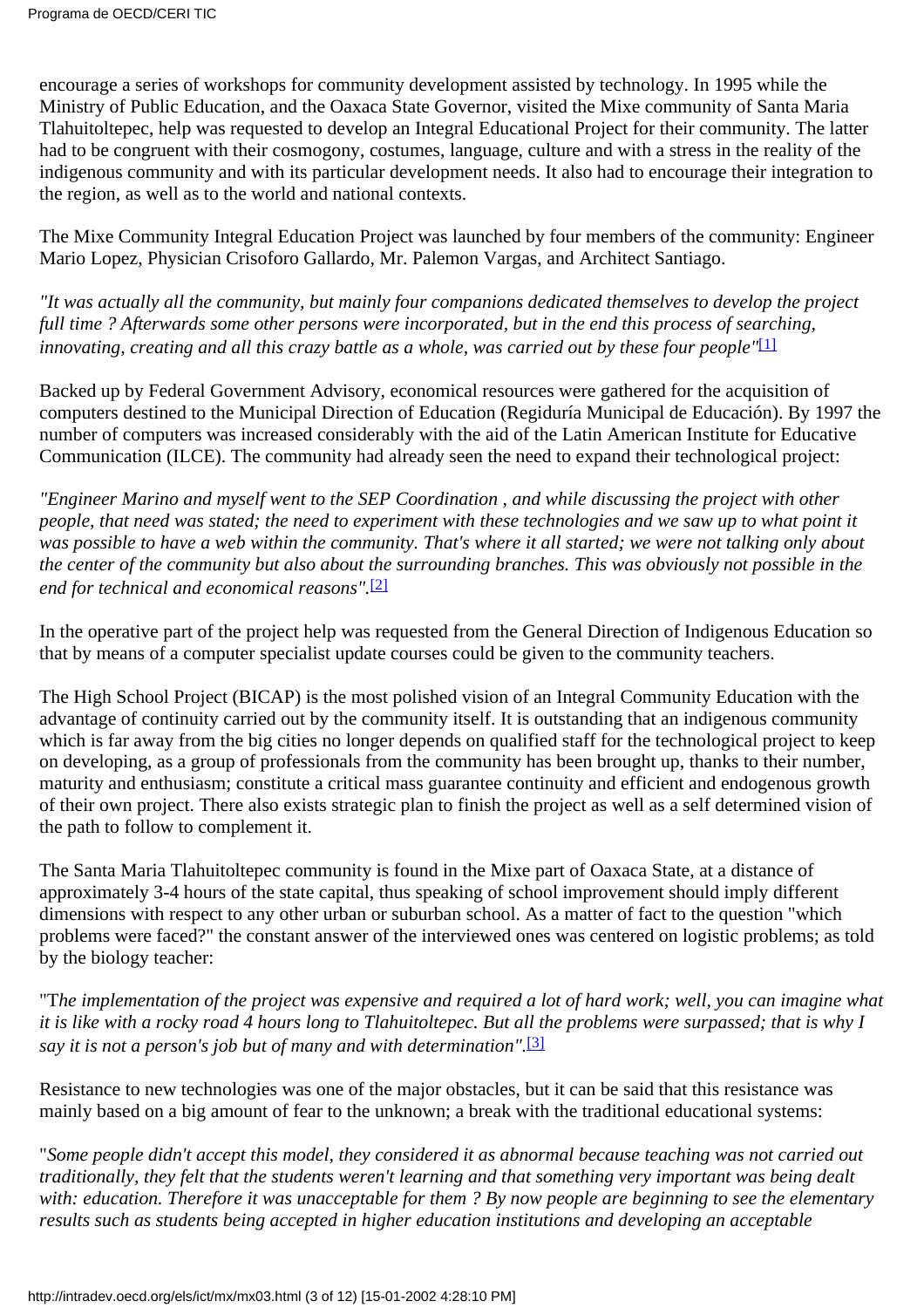encourage a series of workshops for community development assisted by technology. In 1995 while the Ministry of Public Education, and the Oaxaca State Governor, visited the Mixe community of Santa Maria Tlahuitoltepec, help was requested to develop an Integral Educational Project for their community. The latter had to be congruent with their cosmogony, costumes, language, culture and with a stress in the reality of the indigenous community and with its particular development needs. It also had to encourage their integration to the region, as well as to the world and national contexts.

The Mixe Community Integral Education Project was launched by four members of the community: Engineer Mario Lopez, Physician Crisoforo Gallardo, Mr. Palemon Vargas, and Architect Santiago.

*"It was actually all the community, but mainly four companions dedicated themselves to develop the project full time ? Afterwards some other persons were incorporated, but in the end this process of searching, innovating, creating and all this crazy battle as a whole, was carried out by these four people"*[1]

Backed up by Federal Government Advisory, economical resources were gathered for the acquisition of computers destined to the Municipal Direction of Education (Regiduría Municipal de Educación). By 1997 the number of computers was increased considerably with the aid of the Latin American Institute for Educative Communication (ILCE). The community had already seen the need to expand their technological project:

*"Engineer Marino and myself went to the SEP Coordination , and while discussing the project with other people, that need was stated; the need to experiment with these technologies and we saw up to what point it was possible to have a web within the community. That's where it all started; we were not talking only about the center of the community but also about the surrounding branches. This was obviously not possible in the end for technical and economical reasons".*[2]

In the operative part of the project help was requested from the General Direction of Indigenous Education so that by means of a computer specialist update courses could be given to the community teachers.

The High School Project (BICAP) is the most polished vision of an Integral Community Education with the advantage of continuity carried out by the community itself. It is outstanding that an indigenous community which is far away from the big cities no longer depends on qualified staff for the technological project to keep on developing, as a group of professionals from the community has been brought up, thanks to their number, maturity and enthusiasm; constitute a critical mass guarantee continuity and efficient and endogenous growth of their own project. There also exists strategic plan to finish the project as well as a self determined vision of the path to follow to complement it.

The Santa Maria Tlahuitoltepec community is found in the Mixe part of Oaxaca State, at a distance of approximately 3-4 hours of the state capital, thus speaking of school improvement should imply different dimensions with respect to any other urban or suburban school. As a matter of fact to the question "which problems were faced?" the constant answer of the interviewed ones was centered on logistic problems; as told by the biology teacher:

"T*he implementation of the project was expensive and required a lot of hard work; well, you can imagine what it is like with a rocky road 4 hours long to Tlahuitoltepec. But all the problems were surpassed; that is why I say it is not a person's job but of many and with determination".*[3]

Resistance to new technologies was one of the major obstacles, but it can be said that this resistance was mainly based on a big amount of fear to the unknown; a break with the traditional educational systems:

"*Some people didn't accept this model, they considered it as abnormal because teaching was not carried out traditionally, they felt that the students weren't learning and that something very important was being dealt with: education. Therefore it was unacceptable for them ? By now people are beginning to see the elementary results such as students being accepted in higher education institutions and developing an acceptable*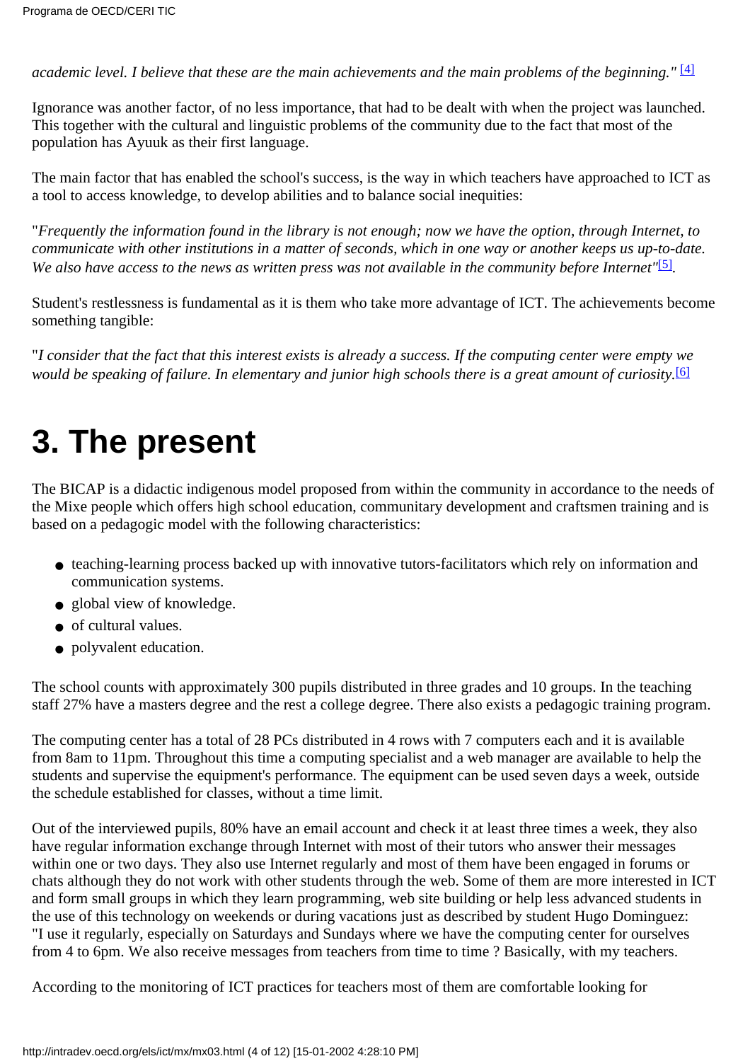*academic level. I believe that these are the main achievements and the main problems of the beginning."* [4]

Ignorance was another factor, of no less importance, that had to be dealt with when the project was launched. This together with the cultural and linguistic problems of the community due to the fact that most of the population has Ayuuk as their first language.

The main factor that has enabled the school's success, is the way in which teachers have approached to ICT as a tool to access knowledge, to develop abilities and to balance social inequities:

"*Frequently the information found in the library is not enough; now we have the option, through Internet, to communicate with other institutions in a matter of seconds, which in one way or another keeps us up-to-date. We also have access to the news as written press was not available in the community before Internet"*[5].

Student's restlessness is fundamental as it is them who take more advantage of ICT. The achievements become something tangible:

"*I consider that the fact that this interest exists is already a success. If the computing center were empty we would be speaking of failure. In elementary and junior high schools there is a great amount of curiosity.*[6]

# 3. The present

The BICAP is a didactic indigenous model proposed from within the community in accordance to the needs of the Mixe people which offers high school education, communitary development and craftsmen training and is based on a pedagogic model with the following characteristics:

- teaching-learning process backed up with innovative tutors-facilitators which rely on information and communication systems.
- global view of knowledge.
- of cultural values.
- polyvalent education.

The school counts with approximately 300 pupils distributed in three grades and 10 groups. In the teaching staff 27% have a masters degree and the rest a college degree. There also exists a pedagogic training program.

The computing center has a total of 28 PCs distributed in 4 rows with 7 computers each and it is available from 8am to 11pm. Throughout this time a computing specialist and a web manager are available to help the students and supervise the equipment's performance. The equipment can be used seven days a week, outside the schedule established for classes, without a time limit.

Out of the interviewed pupils, 80% have an email account and check it at least three times a week, they also have regular information exchange through Internet with most of their tutors who answer their messages within one or two days. They also use Internet regularly and most of them have been engaged in forums or chats although they do not work with other students through the web. Some of them are more interested in ICT and form small groups in which they learn programming, web site building or help less advanced students in the use of this technology on weekends or during vacations just as described by student Hugo Dominguez: "I use it regularly, especially on Saturdays and Sundays where we have the computing center for ourselves from 4 to 6pm. We also receive messages from teachers from time to time ? Basically, with my teachers.

According to the monitoring of ICT practices for teachers most of them are comfortable looking for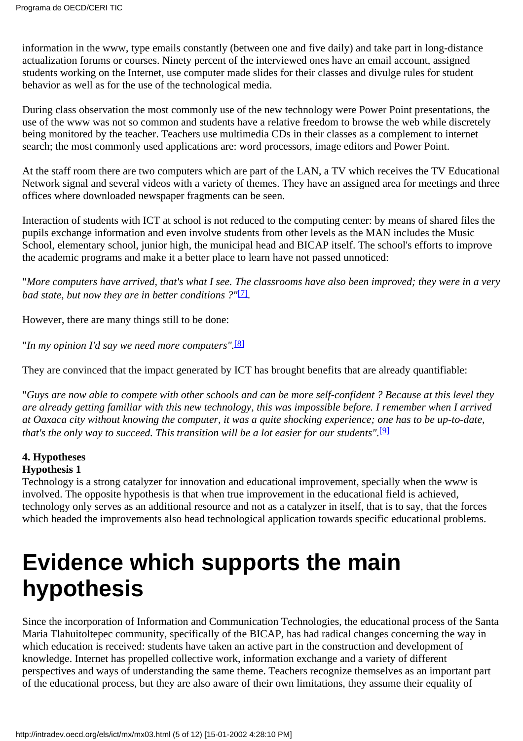information in the www, type emails constantly (between one and five daily) and take part in long-distance actualization forums or courses. Ninety percent of the interviewed ones have an email account, assigned students working on the Internet, use computer made slides for their classes and divulge rules for student behavior as well as for the use of the technological media.

During class observation the most commonly use of the new technology were Power Point presentations, the use of the www was not so common and students have a relative freedom to browse the web while discretely being monitored by the teacher. Teachers use multimedia CDs in their classes as a complement to internet search; the most commonly used applications are: word processors, image editors and Power Point.

At the staff room there are two computers which are part of the LAN, a TV which receives the TV Educational Network signal and several videos with a variety of themes. They have an assigned area for meetings and three offices where downloaded newspaper fragments can be seen.

Interaction of students with ICT at school is not reduced to the computing center: by means of shared files the pupils exchange information and even involve students from other levels as the MAN includes the Music School, elementary school, junior high, the municipal head and BICAP itself. The school's efforts to improve the academic programs and make it a better place to learn have not passed unnoticed:

"*More computers have arrived, that's what I see. The classrooms have also been improved; they were in a very bad state, but now they are in better conditions ?"*[7].

However, there are many things still to be done:

"*In my opinion I'd say we need more computers"*.[8]

They are convinced that the impact generated by ICT has brought benefits that are already quantifiable:

"*Guys are now able to compete with other schools and can be more self-confident ? Because at this level they are already getting familiar with this new technology, this was impossible before. I remember when I arrived at Oaxaca city without knowing the computer, it was a quite shocking experience; one has to be up-to-date, that's the only way to succeed. This transition will be a lot easier for our students"*.[9]

**4. Hypotheses**

**Hypothesis 1**

Technology is a strong catalyzer for innovation and educational improvement, specially when the www is involved. The opposite hypothesis is that when true improvement in the educational field is achieved, technology only serves as an additional resource and not as a catalyzer in itself, that is to say, that the forces which headed the improvements also head technological application towards specific educational problems.

# Evidence which supports the main hypothesis

Since the incorporation of Information and Communication Technologies, the educational process of the Santa Maria Tlahuitoltepec community, specifically of the BICAP, has had radical changes concerning the way in which education is received: students have taken an active part in the construction and development of knowledge. Internet has propelled collective work, information exchange and a variety of different perspectives and ways of understanding the same theme. Teachers recognize themselves as an important part of the educational process, but they are also aware of their own limitations, they assume their equality of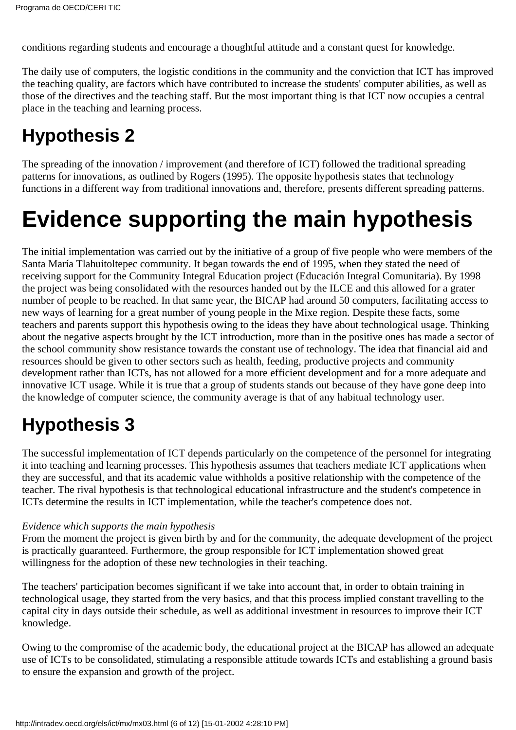conditions regarding students and encourage a thoughtful attitude and a constant quest for knowledge.

The daily use of computers, the logistic conditions in the community and the conviction that ICT has improved the teaching quality, are factors which have contributed to increase the students' computer abilities, as well as those of the directives and the teaching staff. But the most important thing is that ICT now occupies a central place in the teaching and learning process.

## Hypothesis 2

The spreading of the innovation / improvement (and therefore of ICT) followed the traditional spreading patterns for innovations, as outlined by Rogers (1995). The opposite hypothesis states that technology functions in a different way from traditional innovations and, therefore, presents different spreading patterns.

# Evidence supporting the main hypothesis

The initial implementation was carried out by the initiative of a group of five people who were members of the Santa María Tlahuitoltepec community. It began towards the end of 1995, when they stated the need of receiving support for the Community Integral Education project (Educación Integral Comunitaria). By 1998 the project was being consolidated with the resources handed out by the ILCE and this allowed for a grater number of people to be reached. In that same year, the BICAP had around 50 computers, facilitating access to new ways of learning for a great number of young people in the Mixe region. Despite these facts, some teachers and parents support this hypothesis owing to the ideas they have about technological usage. Thinking about the negative aspects brought by the ICT introduction, more than in the positive ones has made a sector of the school community show resistance towards the constant use of technology. The idea that financial aid and resources should be given to other sectors such as health, feeding, productive projects and community development rather than ICTs, has not allowed for a more efficient development and for a more adequate and innovative ICT usage. While it is true that a group of students stands out because of they have gone deep into the knowledge of computer science, the community average is that of any habitual technology user.

## Hypothesis 3

The successful implementation of ICT depends particularly on the competence of the personnel for integrating it into teaching and learning processes. This hypothesis assumes that teachers mediate ICT applications when they are successful, and that its academic value withholds a positive relationship with the competence of the teacher. The rival hypothesis is that technological educational infrastructure and the student's competence in ICTs determine the results in ICT implementation, while the teacher's competence does not.

*Evidence which supports the main hypothesis*
From the moment the project is given birth by and for the community, the adequate development of the project is practically guaranteed. Furthermore, the group responsible for ICT implementation showed great willingness for the adoption of these new technologies in their teaching.

The teachers' participation becomes significant if we take into account that, in order to obtain training in technological usage, they started from the very basics, and that this process implied constant travelling to the capital city in days outside their schedule, as well as additional investment in resources to improve their ICT knowledge.

Owing to the compromise of the academic body, the educational project at the BICAP has allowed an adequate use of ICTs to be consolidated, stimulating a responsible attitude towards ICTs and establishing a ground basis to ensure the expansion and growth of the project.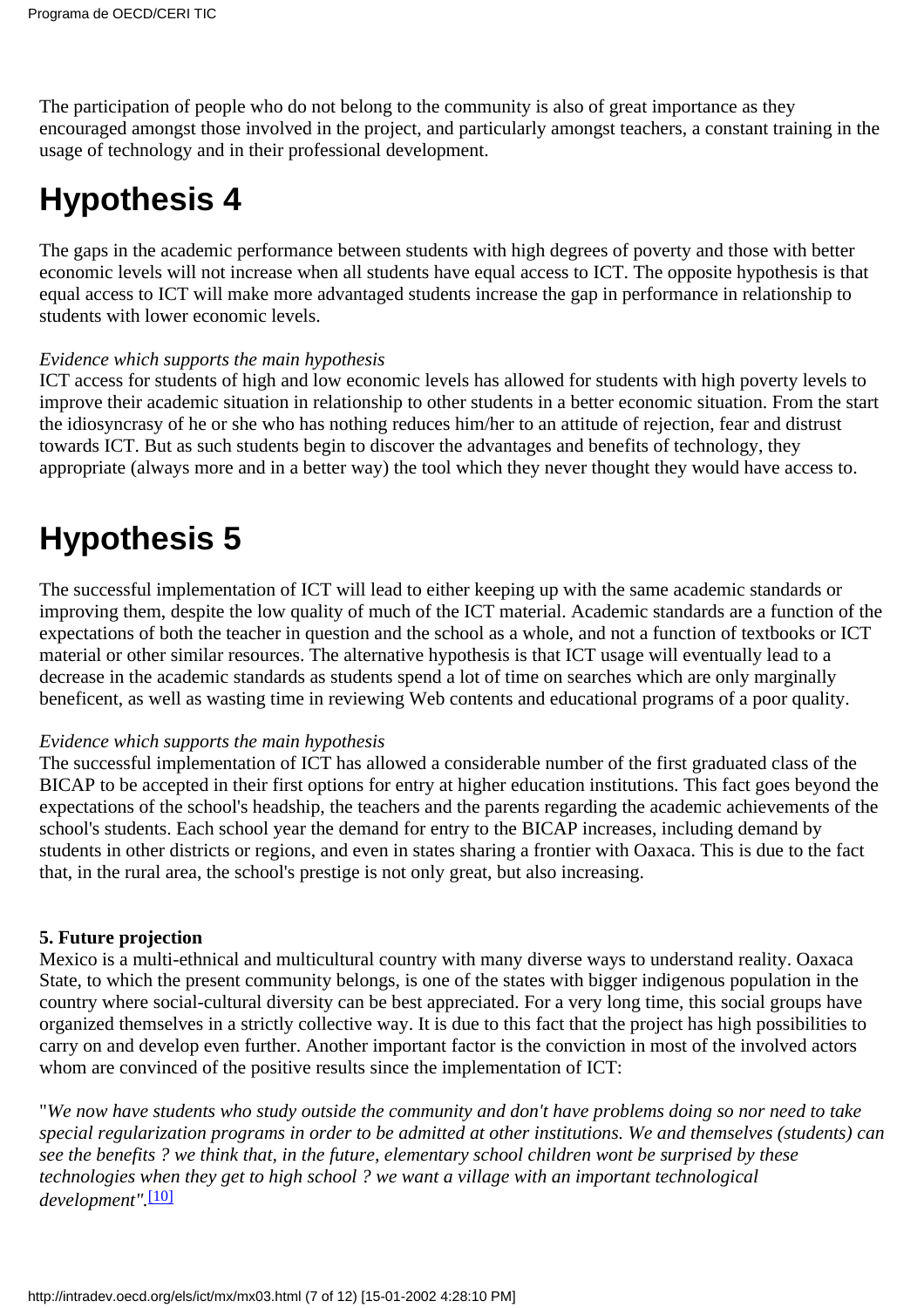The participation of people who do not belong to the community is also of great importance as they encouraged amongst those involved in the project, and particularly amongst teachers, a constant training in the usage of technology and in their professional development.

# Hypothesis 4

The gaps in the academic performance between students with high degrees of poverty and those with better economic levels will not increase when all students have equal access to ICT. The opposite hypothesis is that equal access to ICT will make more advantaged students increase the gap in performance in relationship to students with lower economic levels.

*Evidence which supports the main hypothesis*
ICT access for students of high and low economic levels has allowed for students with high poverty levels to improve their academic situation in relationship to other students in a better economic situation. From the start the idiosyncrasy of he or she who has nothing reduces him/her to an attitude of rejection, fear and distrust towards ICT. But as such students begin to discover the advantages and benefits of technology, they appropriate (always more and in a better way) the tool which they never thought they would have access to.

# Hypothesis 5

The successful implementation of ICT will lead to either keeping up with the same academic standards or improving them, despite the low quality of much of the ICT material. Academic standards are a function of the expectations of both the teacher in question and the school as a whole, and not a function of textbooks or ICT material or other similar resources. The alternative hypothesis is that ICT usage will eventually lead to a decrease in the academic standards as students spend a lot of time on searches which are only marginally beneficent, as well as wasting time in reviewing Web contents and educational programs of a poor quality.

*Evidence which supports the main hypothesis*
The successful implementation of ICT has allowed a considerable number of the first graduated class of the BICAP to be accepted in their first options for entry at higher education institutions. This fact goes beyond the expectations of the school's headship, the teachers and the parents regarding the academic achievements of the school's students. Each school year the demand for entry to the BICAP increases, including demand by students in other districts or regions, and even in states sharing a frontier with Oaxaca. This is due to the fact that, in the rural area, the school's prestige is not only great, but also increasing.

**5. Future projection**
Mexico is a multi-ethnical and multicultural country with many diverse ways to understand reality. Oaxaca State, to which the present community belongs, is one of the states with bigger indigenous population in the country where social-cultural diversity can be best appreciated. For a very long time, this social groups have organized themselves in a strictly collective way. It is due to this fact that the project has high possibilities to carry on and develop even further. Another important factor is the conviction in most of the involved actors whom are convinced of the positive results since the implementation of ICT:

"*We now have students who study outside the community and don't have problems doing so nor need to take special regularization programs in order to be admitted at other institutions. We and themselves (students) can see the benefits ? we think that, in the future, elementary school children wont be surprised by these technologies when they get to high school ? we want a village with an important technological development".*[10]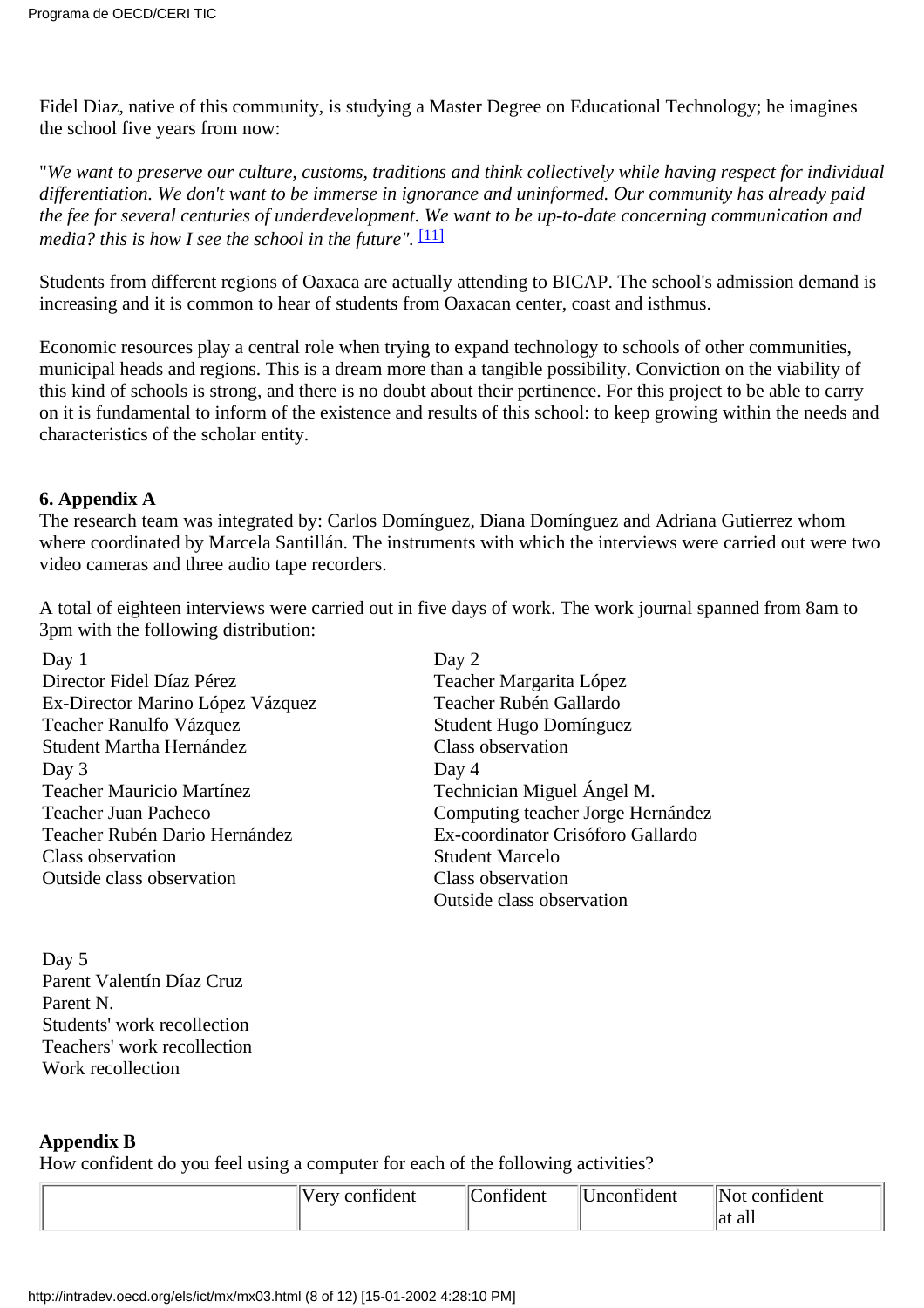Fidel Diaz, native of this community, is studying a Master Degree on Educational Technology; he imagines the school five years from now:

"*We want to preserve our culture, customs, traditions and think collectively while having respect for individual differentiation. We don't want to be immerse in ignorance and uninformed. Our community has already paid the fee for several centuries of underdevelopment. We want to be up-to-date concerning communication and media? this is how I see the school in the future".* [11]

Students from different regions of Oaxaca are actually attending to BICAP. The school's admission demand is increasing and it is common to hear of students from Oaxacan center, coast and isthmus.

Economic resources play a central role when trying to expand technology to schools of other communities, municipal heads and regions. This is a dream more than a tangible possibility. Conviction on the viability of this kind of schools is strong, and there is no doubt about their pertinence. For this project to be able to carry on it is fundamental to inform of the existence and results of this school: to keep growing within the needs and characteristics of the scholar entity.

**6. Appendix A**

The research team was integrated by: Carlos Domínguez, Diana Domínguez and Adriana Gutierrez whom where coordinated by Marcela Santillán. The instruments with which the interviews were carried out were two video cameras and three audio tape recorders.

A total of eighteen interviews were carried out in five days of work. The work journal spanned from 8am to 3pm with the following distribution:

Day 1
Director Fidel Díaz Pérez
Ex-Director Marino López Vázquez
Teacher Ranulfo Vázquez
Student Martha Hernández

Day 2
Teacher Margarita López
Teacher Rubén Gallardo
Student Hugo Domínguez
Class observation

Day 3
Teacher Mauricio Martínez
Teacher Juan Pacheco
Teacher Rubén Dario Hernández
Class observation
Outside class observation

Day 4
Technician Miguel Ángel M.
Computing teacher Jorge Hernández
Ex-coordinator Crisóforo Gallardo
Student Marcelo
Class observation
Outside class observation

Day 5
Parent Valentín Díaz Cruz
Parent N.
Students' work recollection
Teachers' work recollection
Work recollection

**Appendix B**

How confident do you feel using a computer for each of the following activities?

| | Very confident | Confident | Unconfident | Not confident at all |
|---|---|---|---|---|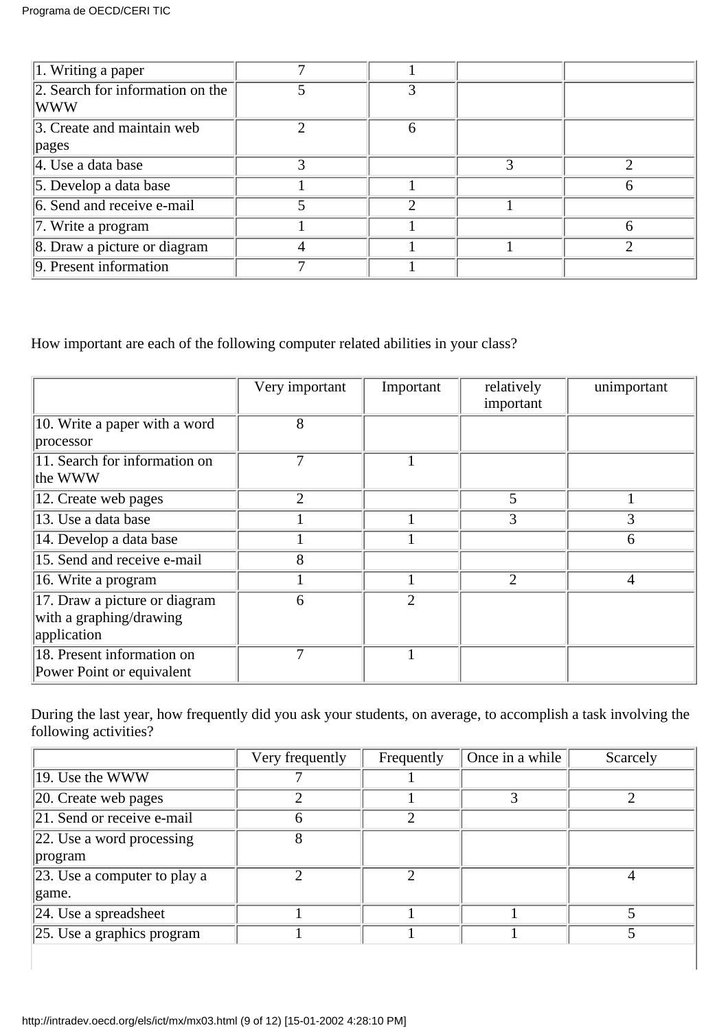| | | | | |
|---|---|---|---|---|
| 1. Writing a paper | 7 | 1 | | |
| 2. Search for information on the WWW | 5 | 3 | | |
| 3. Create and maintain web pages | 2 | 6 | | |
| 4. Use a data base | 3 | | 3 | 2 |
| 5. Develop a data base | 1 | 1 | | 6 |
| 6. Send and receive e-mail | 5 | 2 | 1 | |
| 7. Write a program | 1 | 1 | | 6 |
| 8. Draw a picture or diagram | 4 | 1 | 1 | 2 |
| 9. Present information | 7 | 1 | | |

How important are each of the following computer related abilities in your class?

| | Very important | Important | relatively important | unimportant |
|---|---|---|---|---|
| 10. Write a paper with a word processor | 8 | | | |
| 11. Search for information on the WWW | 7 | 1 | | |
| 12. Create web pages | 2 | | 5 | 1 |
| 13. Use a data base | 1 | 1 | 3 | 3 |
| 14. Develop a data base | 1 | 1 | | 6 |
| 15. Send and receive e-mail | 8 | | | |
| 16. Write a program | 1 | 1 | 2 | 4 |
| 17. Draw a picture or diagram with a graphing/drawing application | 6 | 2 | | |
| 18. Present information on Power Point or equivalent | 7 | 1 | | |

During the last year, how frequently did you ask your students, on average, to accomplish a task involving the following activities?

| | Very frequently | Frequently | Once in a while | Scarcely |
|---|---|---|---|---|
| 19. Use the WWW | 7 | 1 | | |
| 20. Create web pages | 2 | 1 | 3 | 2 |
| 21. Send or receive e-mail | 6 | 2 | | |
| 22. Use a word processing program | 8 | | | |
| 23. Use a computer to play a game. | 2 | 2 | | 4 |
| 24. Use a spreadsheet | 1 | 1 | 1 | 5 |
| 25. Use a graphics program | 1 | 1 | 1 | 5 |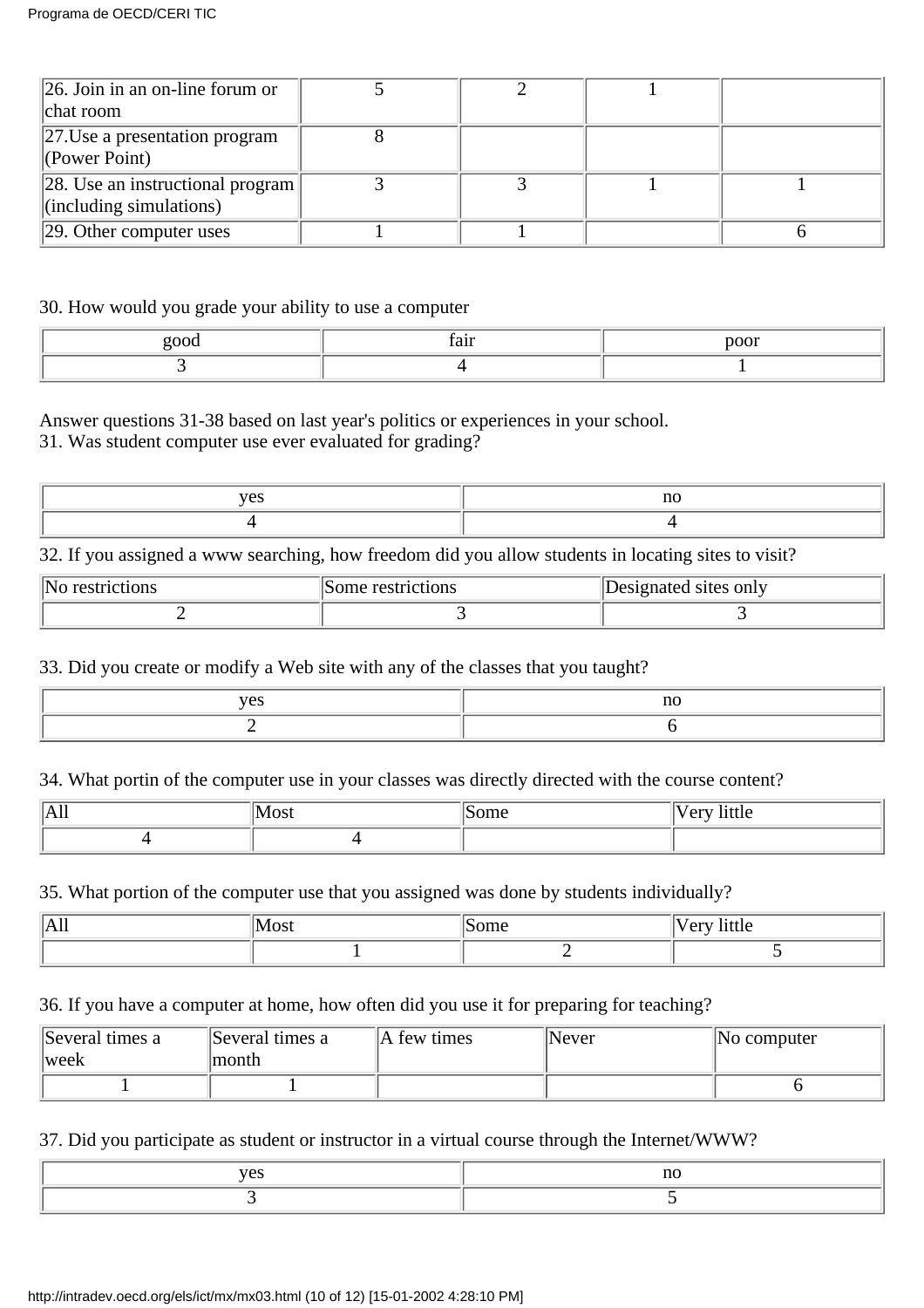| | | | | |
|---|---|---|---|---|
| 26. Join in an on-line forum or chat room | 5 | 2 | 1 | |
| 27.Use a presentation program (Power Point) | 8 | | | |
| 28. Use an instructional program (including simulations) | 3 | 3 | 1 | 1 |
| 29. Other computer uses | 1 | 1 | | 6 |

30. How would you grade your ability to use a computer

| good | fair | poor |
|---|---|---|
| 3 | 4 | 1 |

Answer questions 31-38 based on last year's politics or experiences in your school.
31. Was student computer use ever evaluated for grading?

| yes | no |
|---|---|
| 4 | 4 |

32. If you assigned a www searching, how freedom did you allow students in locating sites to visit?

| No restrictions | Some restrictions | Designated sites only |
|---|---|---|
| 2 | 3 | 3 |

33. Did you create or modify a Web site with any of the classes that you taught?

| yes | no |
|---|---|
| 2 | 6 |

34. What portin of the computer use in your classes was directly directed with the course content?

| All | Most | Some | Very little |
|---|---|---|---|
| 4 | 4 | | |

35. What portion of the computer use that you assigned was done by students individually?

| All | Most | Some | Very little |
|---|---|---|---|
| | 1 | 2 | 5 |

36. If you have a computer at home, how often did you use it for preparing for teaching?

| Several times a week | Several times a month | A few times | Never | No computer |
|---|---|---|---|---|
| 1 | 1 | | | 6 |

37. Did you participate as student or instructor in a virtual course through the Internet/WWW?

| yes | no |
|---|---|
| 3 | 5 |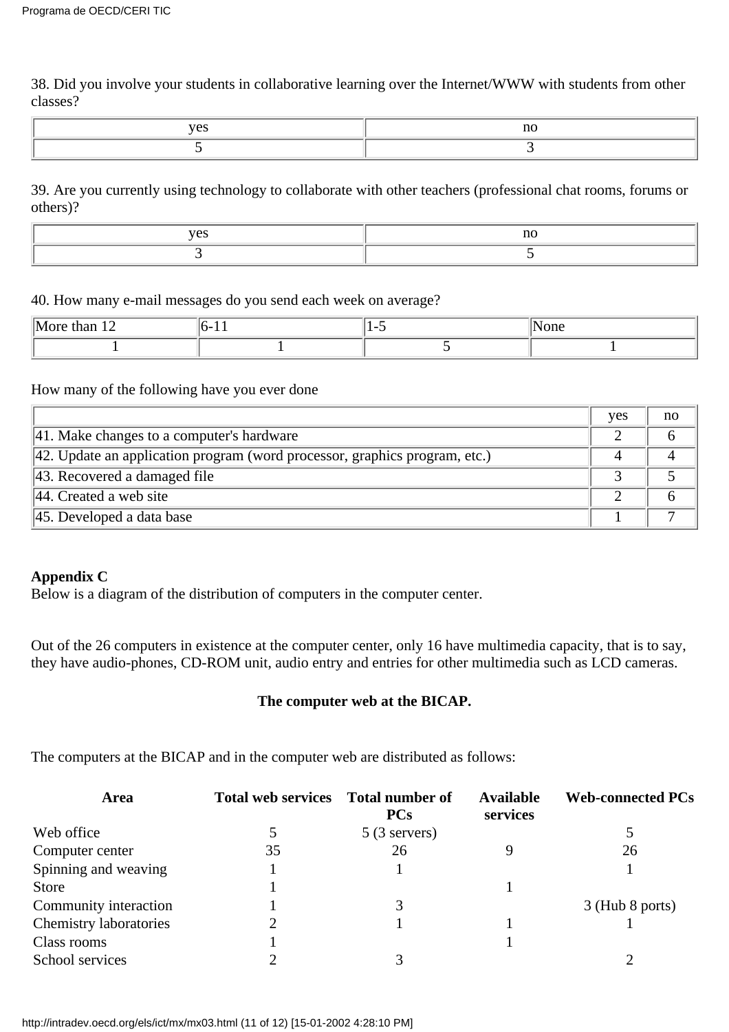38. Did you involve your students in collaborative learning over the Internet/WWW with students from other classes?

| yes | no |
|---|---|
| 5 | 3 |

39. Are you currently using technology to collaborate with other teachers (professional chat rooms, forums or others)?

| yes | no |
|---|---|
| 3 | 5 |

40. How many e-mail messages do you send each week on average?

| More than 12 | 6-11 | 1-5 | None |
|---|---|---|---|
| 1 | 1 | 5 | 1 |

How many of the following have you ever done

| | yes | no |
|---|---|---|
| 41. Make changes to a computer's hardware | 2 | 6 |
| 42. Update an application program (word processor, graphics program, etc.) | 4 | 4 |
| 43. Recovered a damaged file | 3 | 5 |
| 44. Created a web site | 2 | 6 |
| 45. Developed a data base | 1 | 7 |

**Appendix C**

Below is a diagram of the distribution of computers in the computer center.

Out of the 26 computers in existence at the computer center, only 16 have multimedia capacity, that is to say, they have audio-phones, CD-ROM unit, audio entry and entries for other multimedia such as LCD cameras.

**The computer web at the BICAP.**

The computers at the BICAP and in the computer web are distributed as follows:

| Area | Total web services | Total number of PCs | Available services | Web-connected PCs |
|---|---|---|---|---|
| Web office | 5 | 5 (3 servers) | | 5 |
| Computer center | 35 | 26 | 9 | 26 |
| Spinning and weaving | 1 | 1 | | 1 |
| Store | 1 | | 1 | |
| Community interaction | 1 | 3 | | 3 (Hub 8 ports) |
| Chemistry laboratories | 2 | 1 | 1 | 1 |
| Class rooms | 1 | | 1 | |
| School services | 2 | 3 | | 2 |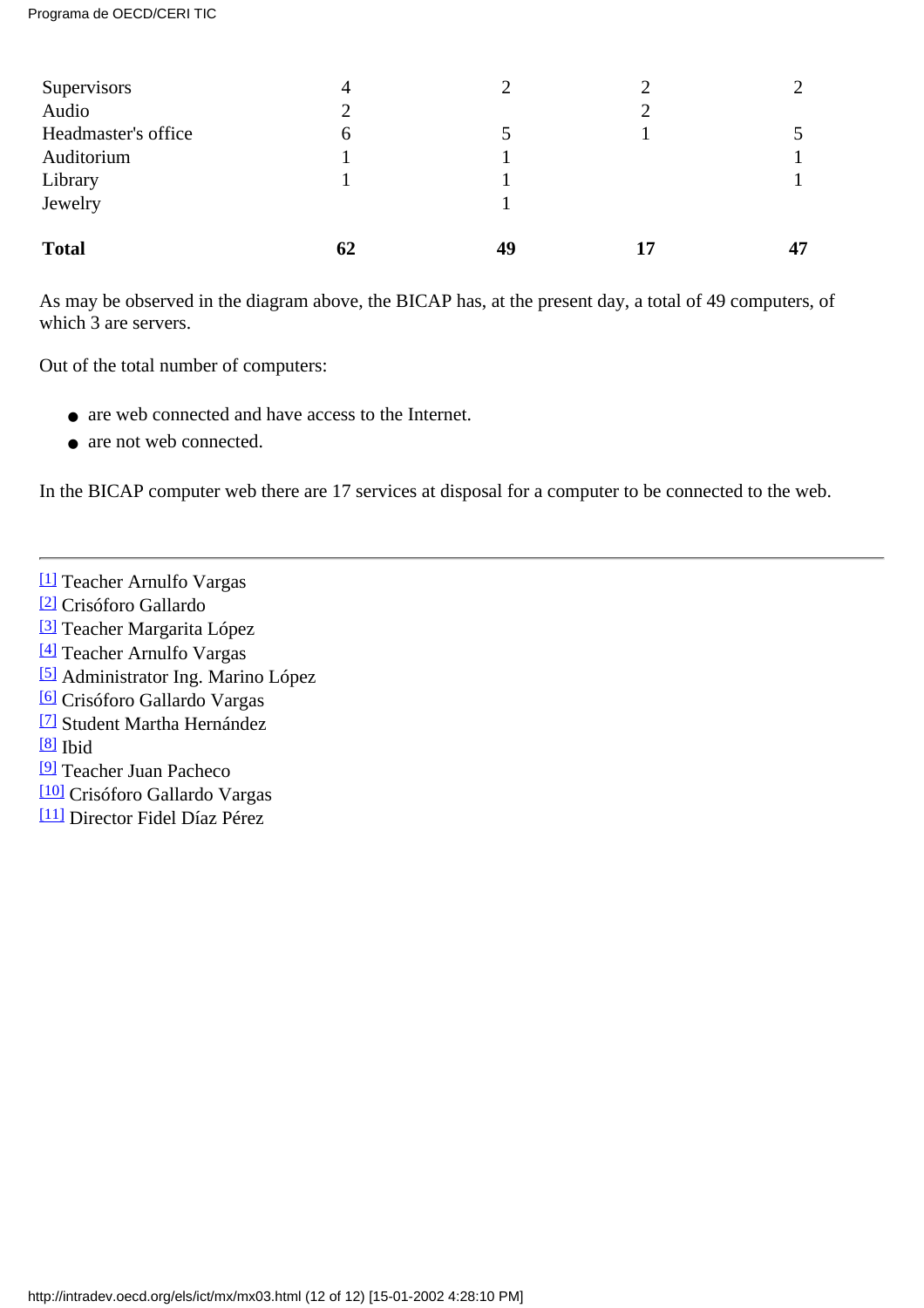| | | | | |
|---|---|---|---|---|
| Supervisors | 4 | 2 | 2 | 2 |
| Audio | 2 | | 2 | |
| Headmaster's office | 6 | 5 | 1 | 5 |
| Auditorium | 1 | 1 | | 1 |
| Library | 1 | 1 | | 1 |
| Jewelry | | 1 | | |
| **Total** | **62** | **49** | **17** | **47** |

As may be observed in the diagram above, the BICAP has, at the present day, a total of 49 computers, of which 3 are servers.

Out of the total number of computers:

- are web connected and have access to the Internet.
- are not web connected.

In the BICAP computer web there are 17 services at disposal for a computer to be connected to the web.

---

[1] Teacher Arnulfo Vargas
[2] Crisóforo Gallardo
[3] Teacher Margarita López
[4] Teacher Arnulfo Vargas
[5] Administrator Ing. Marino López
[6] Crisóforo Gallardo Vargas
[7] Student Martha Hernández
[8] Ibid
[9] Teacher Juan Pacheco
[10] Crisóforo Gallardo Vargas
[11] Director Fidel Díaz Pérez